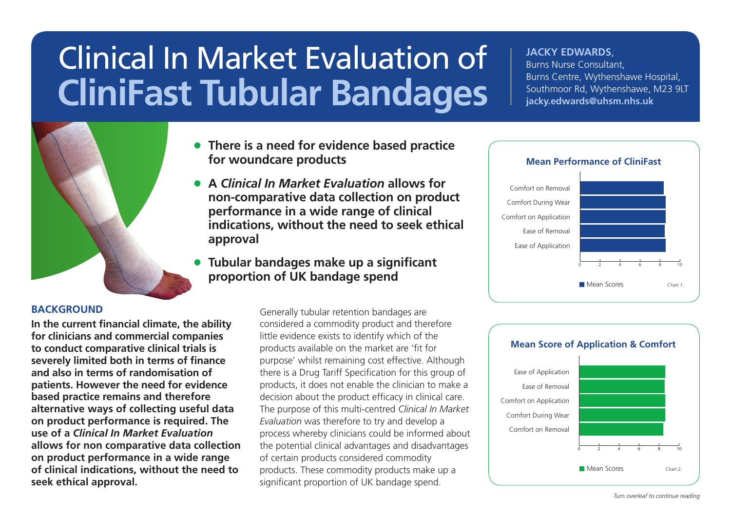# Clinical In Market Evaluation of **CliniFast Tubular Bandages**

**JACKY EDWARDS**,
Burns Nurse Consultant,
Burns Centre, Wythenshawe Hospital,
Southmoor Rd, Wythenshawe, M23 9LT
**jacky.edwards@uhsm.nhs.uk**

- **There is a need for evidence based practice for woundcare products**
- **A *Clinical In Market Evaluation* allows for non-comparative data collection on product performance in a wide range of clinical indications, without the need to seek ethical approval**
- **Tubular bandages make up a significant proportion of UK bandage spend**

## BACKGROUND

**In the current financial climate, the ability for clinicians and commercial companies to conduct comparative clinical trials is severely limited both in terms of finance and also in terms of randomisation of patients. However the need for evidence based practice remains and therefore alternative ways of collecting useful data on product performance is required. The use of a *Clinical In Market Evaluation* allows for non comparative data collection on product performance in a wide range of clinical indications, without the need to seek ethical approval.**

Generally tubular retention bandages are considered a commodity product and therefore little evidence exists to identify which of the products available on the market are 'fit for purpose' whilst remaining cost effective. Although there is a Drug Tariff Specification for this group of products, it does not enable the clinician to make a decision about the product efficacy in clinical care. The purpose of this multi-centred *Clinical In Market Evaluation* was therefore to try and develop a process whereby clinicians could be informed about the potential clinical advantages and disadvantages of certain products considered commodity products. These commodity products make up a significant proportion of UK bandage spend.

### Mean Performance of CliniFast

Categories: Comfort on Removal, Comfort During Wear, Comfort on Application, Ease of Removal, Ease of Application (x-axis: 0–10; legend: Mean Scores)

Chart 1.

### Mean Score of Application & Comfort

Categories: Ease of Application, Ease of Removal, Comfort on Application, Comfort During Wear, Comfort on Removal (x-axis: 0–10; legend: Mean Scores)

Chart 2.

*Turn overleaf to continue reading*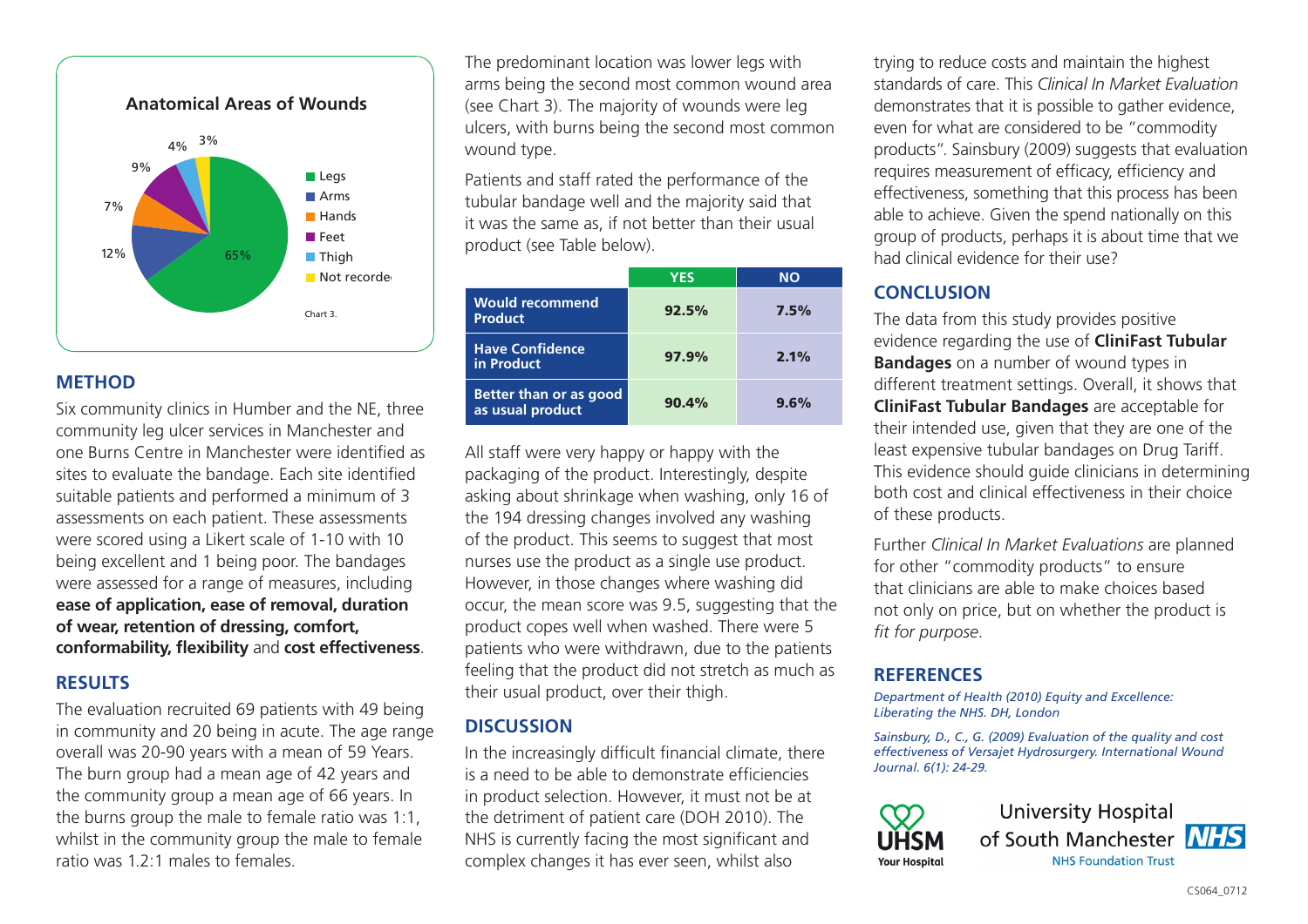**Anatomical Areas of Wounds**

65%
12%
7%
9%
4%
3%

Legs
Arms
Hands
Feet
Thigh
Not recorde

Chart 3.

## METHOD

Six community clinics in Humber and the NE, three community leg ulcer services in Manchester and one Burns Centre in Manchester were identified as sites to evaluate the bandage. Each site identified suitable patients and performed a minimum of 3 assessments on each patient. These assessments were scored using a Likert scale of 1-10 with 10 being excellent and 1 being poor. The bandages were assessed for a range of measures, including **ease of application, ease of removal, duration of wear, retention of dressing, comfort, conformability, flexibility** and **cost effectiveness**.

## RESULTS

The evaluation recruited 69 patients with 49 being in community and 20 being in acute. The age range overall was 20-90 years with a mean of 59 Years. The burn group had a mean age of 42 years and the community group a mean age of 66 years. In the burns group the male to female ratio was 1:1, whilst in the community group the male to female ratio was 1.2:1 males to females.

The predominant location was lower legs with arms being the second most common wound area (see Chart 3). The majority of wounds were leg ulcers, with burns being the second most common wound type.

Patients and staff rated the performance of the tubular bandage well and the majority said that it was the same as, if not better than their usual product (see Table below).

| | YES | NO |
|---|---|---|
| **Would recommend Product** | 92.5% | 7.5% |
| **Have Confidence in Product** | 97.9% | 2.1% |
| **Better than or as good as usual product** | 90.4% | 9.6% |

All staff were very happy or happy with the packaging of the product. Interestingly, despite asking about shrinkage when washing, only 16 of the 194 dressing changes involved any washing of the product. This seems to suggest that most nurses use the product as a single use product. However, in those changes where washing did occur, the mean score was 9.5, suggesting that the product copes well when washed. There were 5 patients who were withdrawn, due to the patients feeling that the product did not stretch as much as their usual product, over their thigh.

## DISCUSSION

In the increasingly difficult financial climate, there is a need to be able to demonstrate efficiencies in product selection. However, it must not be at the detriment of patient care (DOH 2010). The NHS is currently facing the most significant and complex changes it has ever seen, whilst also trying to reduce costs and maintain the highest standards of care. This *Clinical In Market Evaluation* demonstrates that it is possible to gather evidence, even for what are considered to be "commodity products". Sainsbury (2009) suggests that evaluation requires measurement of efficacy, efficiency and effectiveness, something that this process has been able to achieve. Given the spend nationally on this group of products, perhaps it is about time that we had clinical evidence for their use?

## CONCLUSION

The data from this study provides positive evidence regarding the use of **CliniFast Tubular Bandages** on a number of wound types in different treatment settings. Overall, it shows that **CliniFast Tubular Bandages** are acceptable for their intended use, given that they are one of the least expensive tubular bandages on Drug Tariff. This evidence should guide clinicians in determining both cost and clinical effectiveness in their choice of these products.

Further *Clinical In Market Evaluations* are planned for other "commodity products" to ensure that clinicians are able to make choices based not only on price, but on whether the product is *fit for purpose*.

## REFERENCES

*Department of Health (2010) Equity and Excellence: Liberating the NHS. DH, London*

*Sainsbury, D., C., G. (2009) Evaluation of the quality and cost effectiveness of Versajet Hydrosurgery. International Wound Journal. 6(1): 24-29.*

UHSM Your Hospital

University Hospital of South Manchester NHS
NHS Foundation Trust

CS064_0712